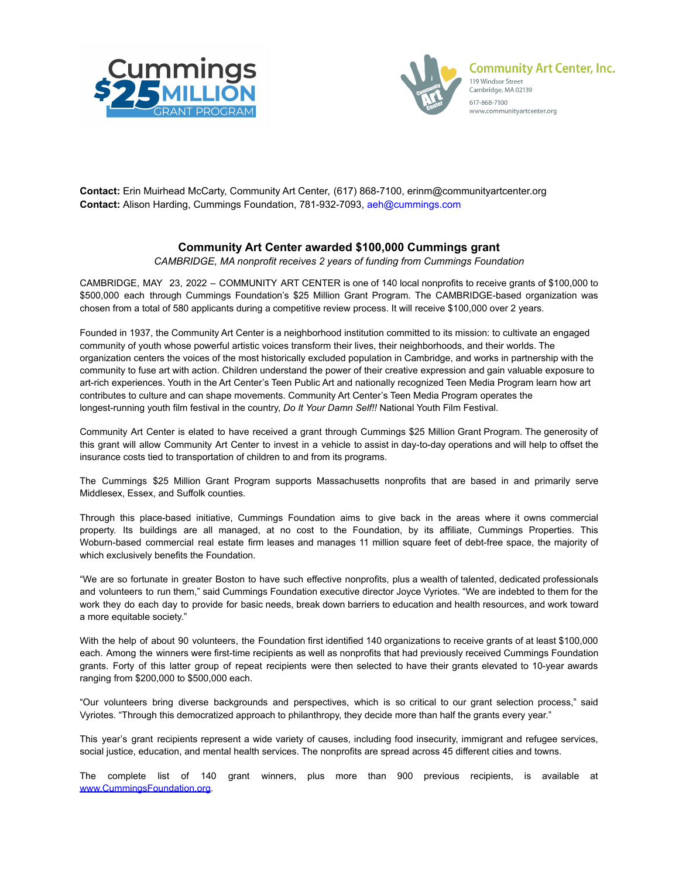Cummings $25 MILLION GRANT PROGRAM

Community Art Center, Inc.
119 Windsor Street
Cambridge, MA 02139
617-868-7100
www.communityartcenter.org

**Contact:** Erin Muirhead McCarty, Community Art Center, (617) 868-7100, erinm@communityartcenter.org
**Contact:** Alison Harding, Cummings Foundation, 781-932-7093, aeh@cummings.com

## Community Art Center awarded $100,000 Cummings grant

*CAMBRIDGE, MA nonprofit receives 2 years of funding from Cummings Foundation*

CAMBRIDGE, MAY 23, 2022 – COMMUNITY ART CENTER is one of 140 local nonprofits to receive grants of $100,000 to $500,000 each through Cummings Foundation's $25 Million Grant Program. The CAMBRIDGE-based organization was chosen from a total of 580 applicants during a competitive review process. It will receive $100,000 over 2 years.

Founded in 1937, the Community Art Center is a neighborhood institution committed to its mission: to cultivate an engaged community of youth whose powerful artistic voices transform their lives, their neighborhoods, and their worlds. The organization centers the voices of the most historically excluded population in Cambridge, and works in partnership with the community to fuse art with action. Children understand the power of their creative expression and gain valuable exposure to art-rich experiences. Youth in the Art Center's Teen Public Art and nationally recognized Teen Media Program learn how art contributes to culture and can shape movements. Community Art Center's Teen Media Program operates the longest-running youth film festival in the country, *Do It Your Damn Self!!* National Youth Film Festival.

Community Art Center is elated to have received a grant through Cummings $25 Million Grant Program. The generosity of this grant will allow Community Art Center to invest in a vehicle to assist in day-to-day operations and will help to offset the insurance costs tied to transportation of children to and from its programs.

The Cummings $25 Million Grant Program supports Massachusetts nonprofits that are based in and primarily serve Middlesex, Essex, and Suffolk counties.

Through this place-based initiative, Cummings Foundation aims to give back in the areas where it owns commercial property. Its buildings are all managed, at no cost to the Foundation, by its affiliate, Cummings Properties. This Woburn-based commercial real estate firm leases and manages 11 million square feet of debt-free space, the majority of which exclusively benefits the Foundation.

"We are so fortunate in greater Boston to have such effective nonprofits, plus a wealth of talented, dedicated professionals and volunteers to run them," said Cummings Foundation executive director Joyce Vyriotes. "We are indebted to them for the work they do each day to provide for basic needs, break down barriers to education and health resources, and work toward a more equitable society."

With the help of about 90 volunteers, the Foundation first identified 140 organizations to receive grants of at least $100,000 each. Among the winners were first-time recipients as well as nonprofits that had previously received Cummings Foundation grants. Forty of this latter group of repeat recipients were then selected to have their grants elevated to 10-year awards ranging from $200,000 to $500,000 each.

"Our volunteers bring diverse backgrounds and perspectives, which is so critical to our grant selection process," said Vyriotes. "Through this democratized approach to philanthropy, they decide more than half the grants every year."

This year's grant recipients represent a wide variety of causes, including food insecurity, immigrant and refugee services, social justice, education, and mental health services. The nonprofits are spread across 45 different cities and towns.

The complete list of 140 grant winners, plus more than 900 previous recipients, is available at www.CummingsFoundation.org.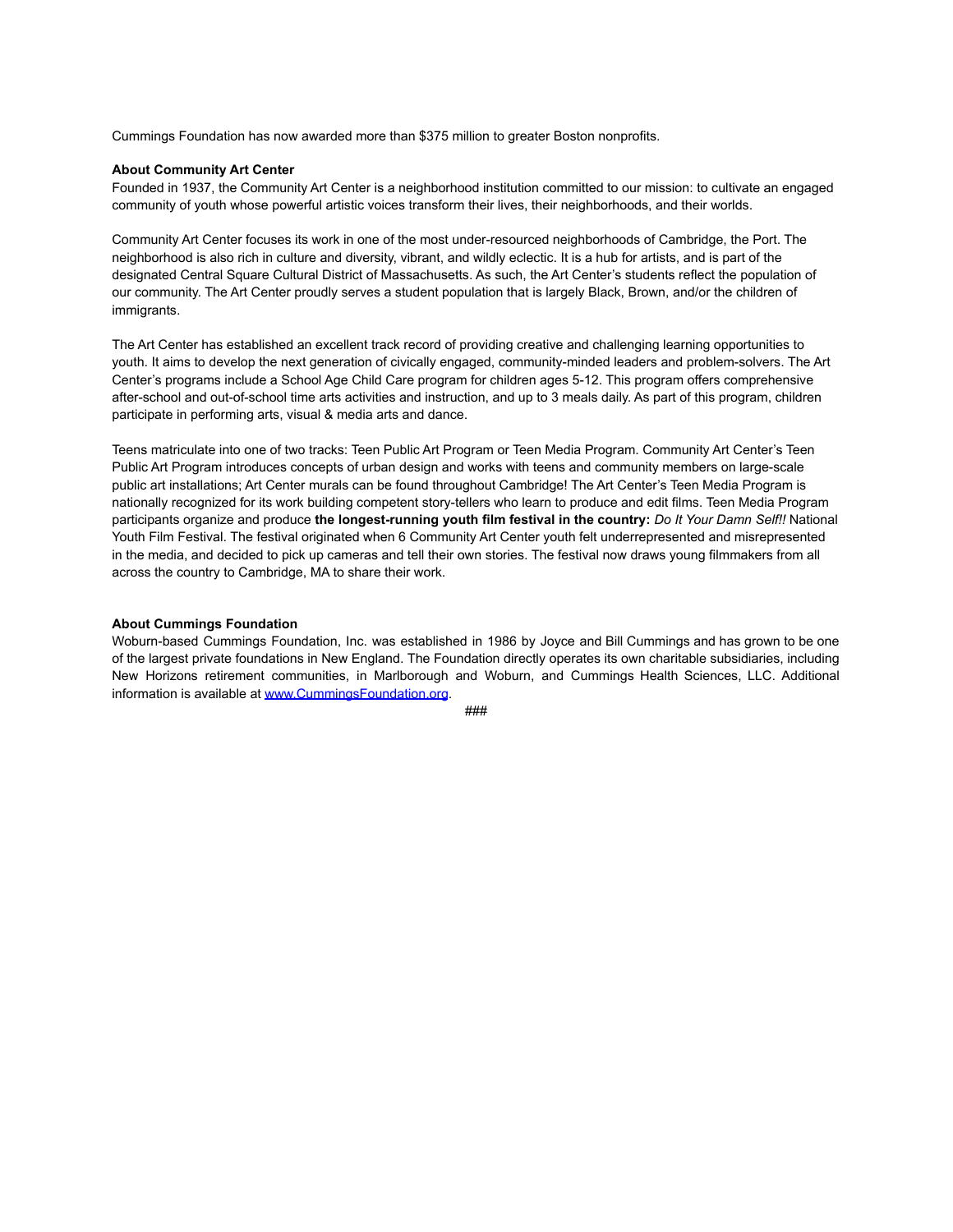Cummings Foundation has now awarded more than $375 million to greater Boston nonprofits.

**About Community Art Center**

Founded in 1937, the Community Art Center is a neighborhood institution committed to our mission: to cultivate an engaged community of youth whose powerful artistic voices transform their lives, their neighborhoods, and their worlds.

Community Art Center focuses its work in one of the most under-resourced neighborhoods of Cambridge, the Port. The neighborhood is also rich in culture and diversity, vibrant, and wildly eclectic. It is a hub for artists, and is part of the designated Central Square Cultural District of Massachusetts. As such, the Art Center's students reflect the population of our community. The Art Center proudly serves a student population that is largely Black, Brown, and/or the children of immigrants.

The Art Center has established an excellent track record of providing creative and challenging learning opportunities to youth. It aims to develop the next generation of civically engaged, community-minded leaders and problem-solvers. The Art Center's programs include a School Age Child Care program for children ages 5-12. This program offers comprehensive after-school and out-of-school time arts activities and instruction, and up to 3 meals daily. As part of this program, children participate in performing arts, visual & media arts and dance.

Teens matriculate into one of two tracks: Teen Public Art Program or Teen Media Program. Community Art Center's Teen Public Art Program introduces concepts of urban design and works with teens and community members on large-scale public art installations; Art Center murals can be found throughout Cambridge! The Art Center's Teen Media Program is nationally recognized for its work building competent story-tellers who learn to produce and edit films. Teen Media Program participants organize and produce **the longest-running youth film festival in the country:** *Do It Your Damn Self!!* National Youth Film Festival. The festival originated when 6 Community Art Center youth felt underrepresented and misrepresented in the media, and decided to pick up cameras and tell their own stories. The festival now draws young filmmakers from all across the country to Cambridge, MA to share their work.

**About Cummings Foundation**

Woburn-based Cummings Foundation, Inc. was established in 1986 by Joyce and Bill Cummings and has grown to be one of the largest private foundations in New England. The Foundation directly operates its own charitable subsidiaries, including New Horizons retirement communities, in Marlborough and Woburn, and Cummings Health Sciences, LLC. Additional information is available at www.CummingsFoundation.org.

###